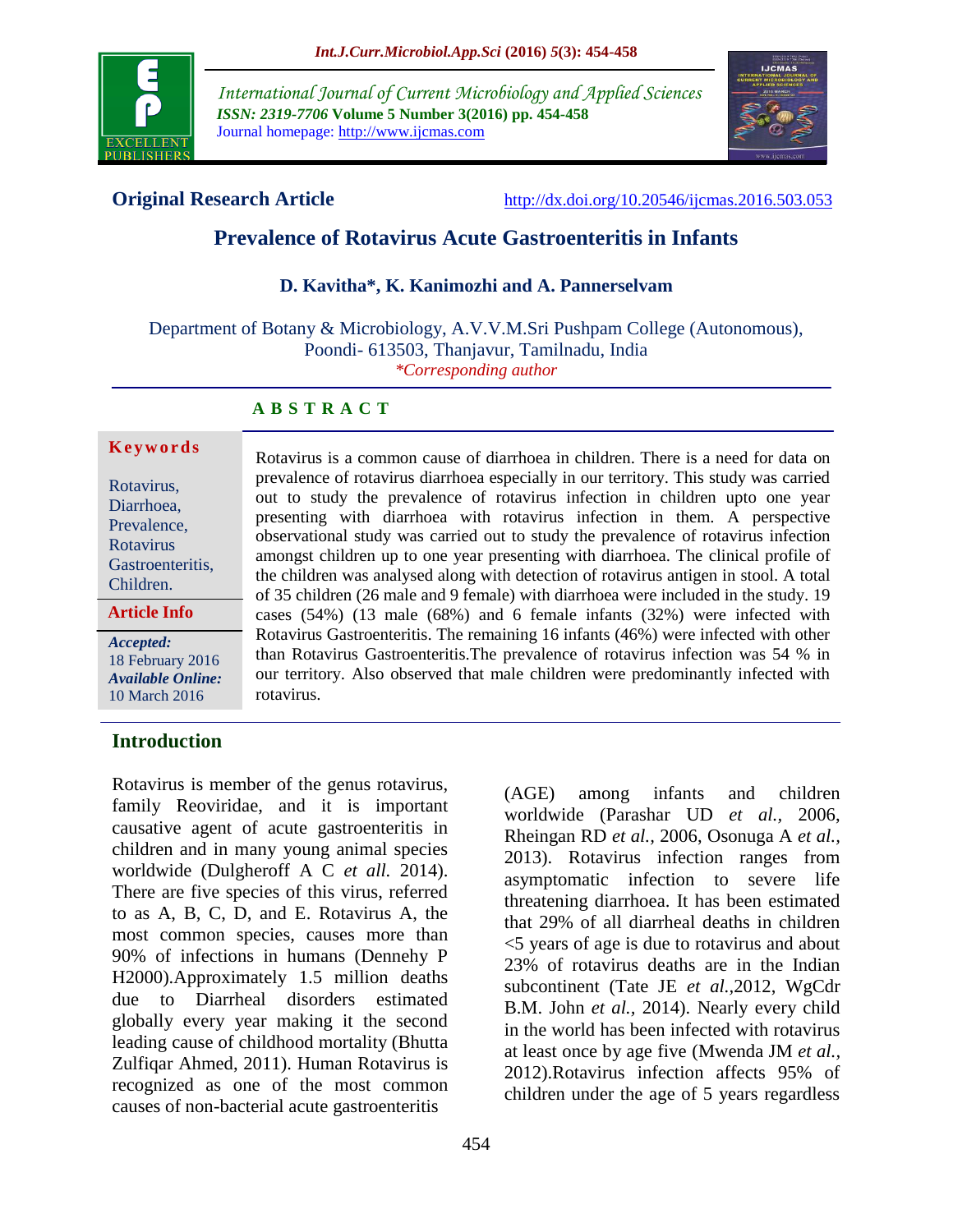**Original Research Article**

http://dx.doi.org/10.20546/ijcmas.2016.503.053

# Prevalence of Rotavirus Acute Gastroenteritis in Infants

**D. Kavitha\*, K. Kanimozhi and A. Pannerselvam**

Department of Botany & Microbiology, A.V.V.M.Sri Pushpam College (Autonomous), Poondi- 613503, Thanjavur, Tamilnadu, India

*\*Corresponding author*

## A B S T R A C T

**Keywords**

Rotavirus, Diarrhoea, Prevalence, Rotavirus Gastroenteritis, Children.

**Article Info**

***Accepted:*** 18 February 2016

***Available Online:*** 10 March 2016

Rotavirus is a common cause of diarrhoea in children. There is a need for data on prevalence of rotavirus diarrhoea especially in our territory. This study was carried out to study the prevalence of rotavirus infection in children upto one year presenting with diarrhoea with rotavirus infection in them. A perspective observational study was carried out to study the prevalence of rotavirus infection amongst children up to one year presenting with diarrhoea. The clinical profile of the children was analysed along with detection of rotavirus antigen in stool. A total of 35 children (26 male and 9 female) with diarrhoea were included in the study. 19 cases (54%) (13 male (68%) and 6 female infants (32%) were infected with Rotavirus Gastroenteritis. The remaining 16 infants (46%) were infected with other than Rotavirus Gastroenteritis.The prevalence of rotavirus infection was 54 % in our territory. Also observed that male children were predominantly infected with rotavirus.

## Introduction

Rotavirus is member of the genus rotavirus, family Reoviridae, and it is important causative agent of acute gastroenteritis in children and in many young animal species worldwide (Dulgheroff A C *et all.* 2014). There are five species of this virus, referred to as A, B, C, D, and E. Rotavirus A, the most common species, causes more than 90% of infections in humans (Dennehy P H2000).Approximately 1.5 million deaths due to Diarrheal disorders estimated globally every year making it the second leading cause of childhood mortality (Bhutta Zulfiqar Ahmed, 2011). Human Rotavirus is recognized as one of the most common causes of non-bacterial acute gastroenteritis (AGE) among infants and children worldwide (Parashar UD *et al.*, 2006, Rheingan RD *et al.*, 2006, Osonuga A *et al.*, 2013). Rotavirus infection ranges from asymptomatic infection to severe life threatening diarrhoea. It has been estimated that 29% of all diarrheal deaths in children <5 years of age is due to rotavirus and about 23% of rotavirus deaths are in the Indian subcontinent (Tate JE *et al.*,2012, WgCdr B.M. John *et al.*, 2014). Nearly every child in the world has been infected with rotavirus at least once by age five (Mwenda JM *et al.*, 2012).Rotavirus infection affects 95% of children under the age of 5 years regardless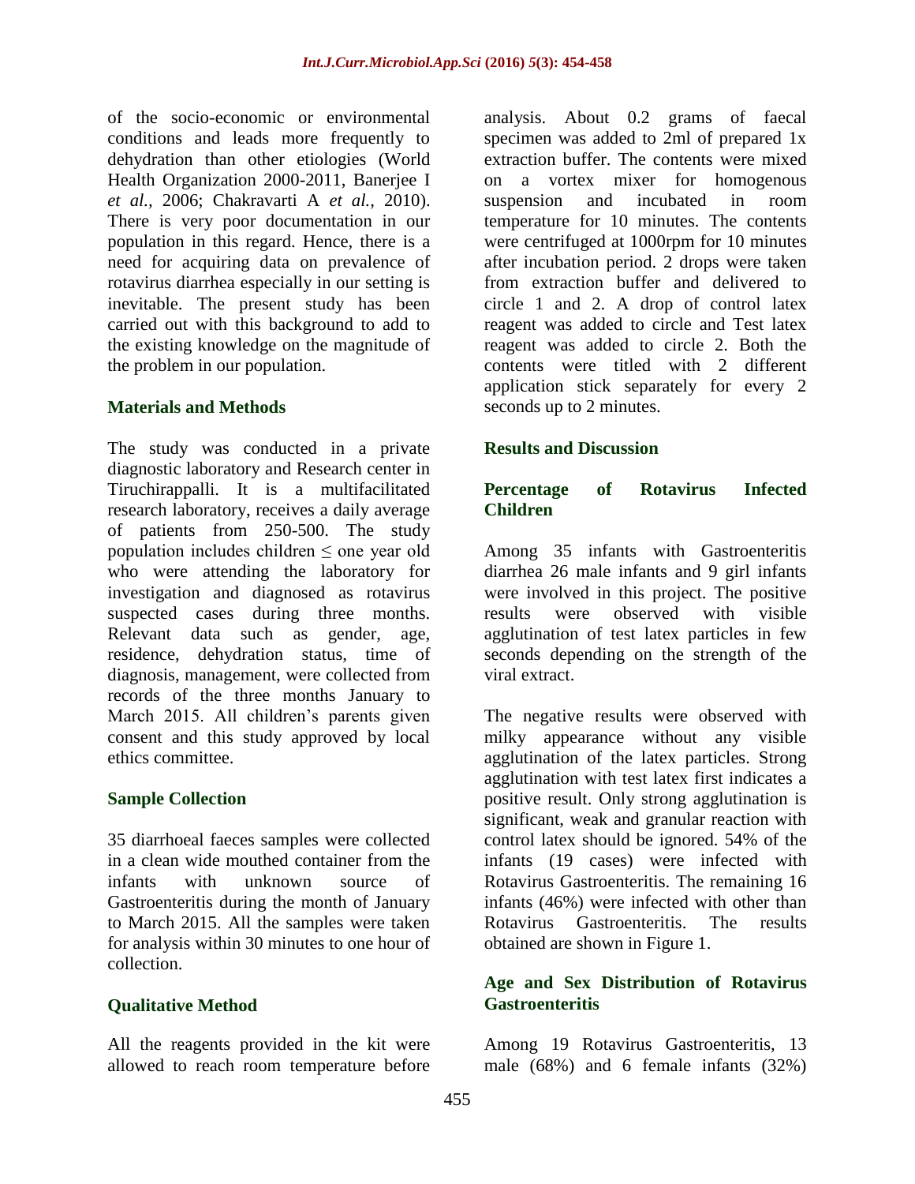of the socio-economic or environmental conditions and leads more frequently to dehydration than other etiologies (World Health Organization 2000-2011, Banerjee I *et al.*, 2006; Chakravarti A *et al.*, 2010). There is very poor documentation in our population in this regard. Hence, there is a need for acquiring data on prevalence of rotavirus diarrhea especially in our setting is inevitable. The present study has been carried out with this background to add to the existing knowledge on the magnitude of the problem in our population.

## Materials and Methods

The study was conducted in a private diagnostic laboratory and Research center in Tiruchirappalli. It is a multifacilitated research laboratory, receives a daily average of patients from 250-500. The study population includes children ≤ one year old who were attending the laboratory for investigation and diagnosed as rotavirus suspected cases during three months. Relevant data such as gender, age, residence, dehydration status, time of diagnosis, management, were collected from records of the three months January to March 2015. All children's parents given consent and this study approved by local ethics committee.

### Sample Collection

35 diarrhoeal faeces samples were collected in a clean wide mouthed container from the infants with unknown source of Gastroenteritis during the month of January to March 2015. All the samples were taken for analysis within 30 minutes to one hour of collection.

### Qualitative Method

All the reagents provided in the kit were allowed to reach room temperature before analysis. About 0.2 grams of faecal specimen was added to 2ml of prepared 1x extraction buffer. The contents were mixed on a vortex mixer for homogenous suspension and incubated in room temperature for 10 minutes. The contents were centrifuged at 1000rpm for 10 minutes after incubation period. 2 drops were taken from extraction buffer and delivered to circle 1 and 2. A drop of control latex reagent was added to circle and Test latex reagent was added to circle 2. Both the contents were titled with 2 different application stick separately for every 2 seconds up to 2 minutes.

## Results and Discussion

### Percentage of Rotavirus Infected Children

Among 35 infants with Gastroenteritis diarrhea 26 male infants and 9 girl infants were involved in this project. The positive results were observed with visible agglutination of test latex particles in few seconds depending on the strength of the viral extract.

The negative results were observed with milky appearance without any visible agglutination of the latex particles. Strong agglutination with test latex first indicates a positive result. Only strong agglutination is significant, weak and granular reaction with control latex should be ignored. 54% of the infants (19 cases) were infected with Rotavirus Gastroenteritis. The remaining 16 infants (46%) were infected with other than Rotavirus Gastroenteritis. The results obtained are shown in Figure 1.

### Age and Sex Distribution of Rotavirus Gastroenteritis

Among 19 Rotavirus Gastroenteritis, 13 male (68%) and 6 female infants (32%)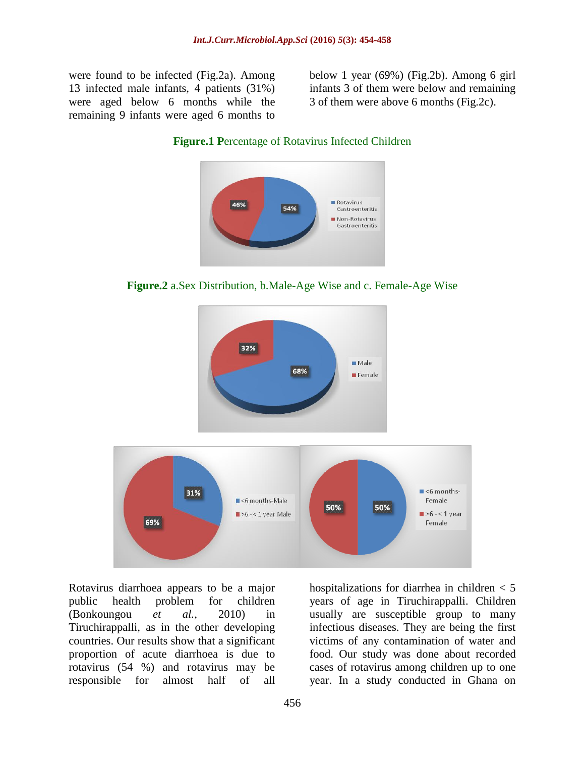were found to be infected (Fig.2a). Among 13 infected male infants, 4 patients (31%) were aged below 6 months while the remaining 9 infants were aged 6 months to below 1 year (69%) (Fig.2b). Among 6 girl infants 3 of them were below and remaining 3 of them were above 6 months (Fig.2c).

**Figure.1** Percentage of Rotavirus Infected Children

**Figure.2** a.Sex Distribution, b.Male-Age Wise and c. Female-Age Wise

Rotavirus diarrhoea appears to be a major public health problem for children (Bonkoungou *et al.*, 2010) in Tiruchirappalli, as in the other developing countries. Our results show that a significant proportion of acute diarrhoea is due to rotavirus (54 %) and rotavirus may be responsible for almost half of all hospitalizations for diarrhea in children < 5 years of age in Tiruchirappalli. Children usually are susceptible group to many infectious diseases. They are being the first victims of any contamination of water and food. Our study was done about recorded cases of rotavirus among children up to one year. In a study conducted in Ghana on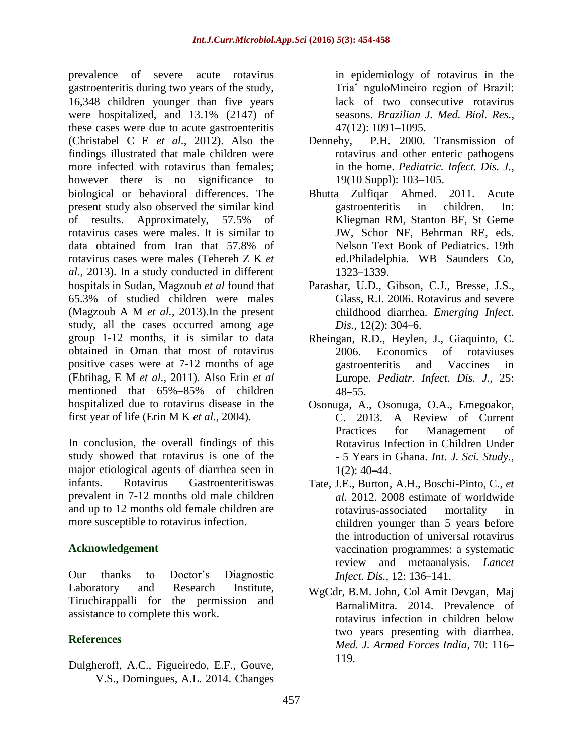prevalence of severe acute rotavirus gastroenteritis during two years of the study, 16,348 children younger than five years were hospitalized, and 13.1% (2147) of these cases were due to acute gastroenteritis (Christabel C E *et al.,* 2012). Also the findings illustrated that male children were more infected with rotavirus than females; however there is no significance to biological or behavioral differences. The present study also observed the similar kind of results. Approximately, 57.5% of rotavirus cases were males. It is similar to data obtained from Iran that 57.8% of rotavirus cases were males (Tehereh Z K *et al.,* 2013). In a study conducted in different hospitals in Sudan, Magzoub *et al* found that 65.3% of studied children were males (Magzoub A M *et al.,* 2013).In the present study, all the cases occurred among age group 1-12 months, it is similar to data obtained in Oman that most of rotavirus positive cases were at 7-12 months of age (Ebtihag, E M *et al.,* 2011). Also Erin *et al* mentioned that 65%–85% of children hospitalized due to rotavirus disease in the first year of life (Erin M K *et al.,* 2004).

In conclusion, the overall findings of this study showed that rotavirus is one of the major etiological agents of diarrhea seen in infants. Rotavirus Gastroenteritiswas prevalent in 7-12 months old male children and up to 12 months old female children are more susceptible to rotavirus infection.

## Acknowledgement

Our thanks to Doctor's Diagnostic Laboratory and Research Institute, Tiruchirappalli for the permission and assistance to complete this work.

## References

Dulgheroff, A.C., Figueiredo, E.F., Gouve, V.S., Domingues, A.L. 2014. Changes in epidemiology of rotavirus in the Triaˆ nguloMineiro region of Brazil: lack of two consecutive rotavirus seasons. *Brazilian J. Med. Biol. Res.,* 47(12): 1091–1095.

Dennehy, P.H. 2000. Transmission of rotavirus and other enteric pathogens in the home. *Pediatric. Infect. Dis. J.,* 19(10 Suppl): 103–105.

Bhutta Zulfiqar Ahmed. 2011. Acute gastroenteritis in children. In: Kliegman RM, Stanton BF, St Geme JW, Schor NF, Behrman RE, eds. Nelson Text Book of Pediatrics. 19th ed.Philadelphia. WB Saunders Co, 1323–1339.

Parashar, U.D., Gibson, C.J., Bresse, J.S., Glass, R.I. 2006. Rotavirus and severe childhood diarrhea. *Emerging Infect. Dis.,* 12(2): 304–6.

Rheingan, R.D., Heylen, J., Giaquinto, C. 2006. Economics of rotaviuses gastroenteritis and Vaccines in Europe. *Pediatr. Infect. Dis. J.,* 25: 48–55.

Osonuga, A., Osonuga, O.A., Emegoakor, C. 2013. A Review of Current Practices for Management of Rotavirus Infection in Children Under - 5 Years in Ghana. *Int. J. Sci. Study.,* 1(2): 40–44.

Tate, J.E., Burton, A.H., Boschi-Pinto, C., *et al.* 2012. 2008 estimate of worldwide rotavirus-associated mortality in children younger than 5 years before the introduction of universal rotavirus vaccination programmes: a systematic review and metaanalysis. *Lancet Infect. Dis.,* 12: 136–141.

WgCdr, B.M. John, Col Amit Devgan, Maj BarnaliMitra. 2014. Prevalence of rotavirus infection in children below two years presenting with diarrhea. *Med. J. Armed Forces India,* 70: 116–119.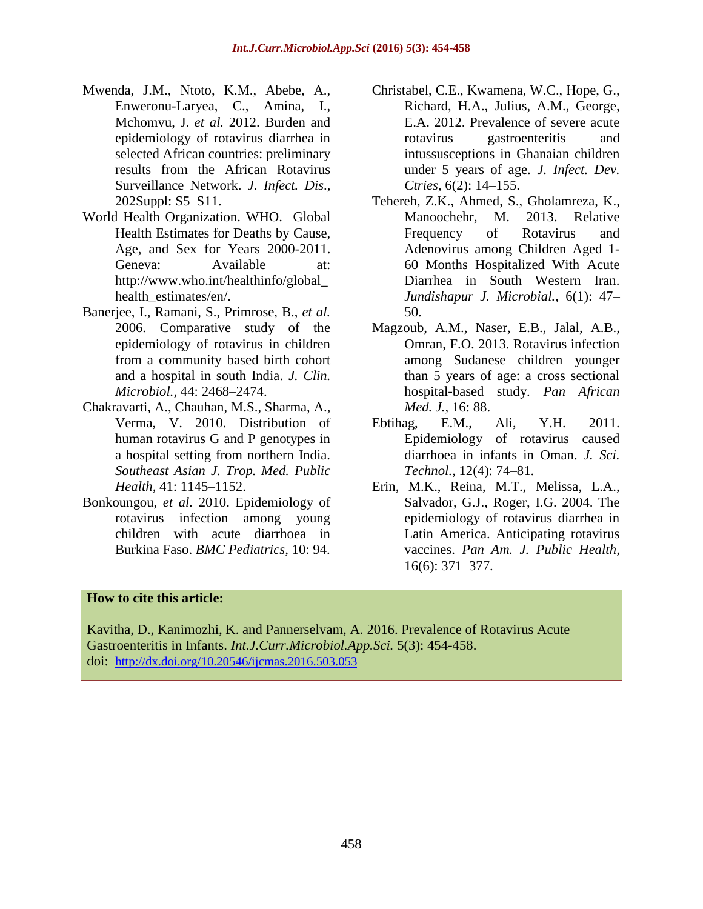Mwenda, J.M., Ntoto, K.M., Abebe, A., Enweronu-Laryea, C., Amina, I., Mchomvu, J. *et al.* 2012. Burden and epidemiology of rotavirus diarrhea in selected African countries: preliminary results from the African Rotavirus Surveillance Network. *J. Infect. Dis*., 202Suppl: S5–S11.

World Health Organization. WHO. Global Health Estimates for Deaths by Cause, Age, and Sex for Years 2000-2011. Geneva: Available at: http://www.who.int/healthinfo/global_health_estimates/en/.

Banerjee, I., Ramani, S., Primrose, B., *et al.* 2006. Comparative study of the epidemiology of rotavirus in children from a community based birth cohort and a hospital in south India. *J. Clin. Microbiol.*, 44: 2468–2474.

Chakravarti, A., Chauhan, M.S., Sharma, A., Verma, V. 2010. Distribution of human rotavirus G and P genotypes in a hospital setting from northern India. *Southeast Asian J. Trop. Med. Public Health,* 41: 1145–1152.

Bonkoungou, *et al.* 2010. Epidemiology of rotavirus infection among young children with acute diarrhoea in Burkina Faso. *BMC Pediatrics,* 10: 94.

Christabel, C.E., Kwamena, W.C., Hope, G., Richard, H.A., Julius, A.M., George, E.A. 2012. Prevalence of severe acute rotavirus gastroenteritis and intussusceptions in Ghanaian children under 5 years of age. *J. Infect. Dev. Ctries,* 6(2): 14–155.

Tehereh, Z.K., Ahmed, S., Gholamreza, K., Manoochehr, M. 2013. Relative Frequency of Rotavirus and Adenovirus among Children Aged 1-60 Months Hospitalized With Acute Diarrhea in South Western Iran. *Jundishapur J. Microbial.,* 6(1): 47–50.

Magzoub, A.M., Naser, E.B., Jalal, A.B., Omran, F.O. 2013. Rotavirus infection among Sudanese children younger than 5 years of age: a cross sectional hospital-based study. *Pan African Med. J.,* 16: 88.

Ebtihag, E.M., Ali, Y.H. 2011. Epidemiology of rotavirus caused diarrhoea in infants in Oman. *J. Sci. Technol.,* 12(4): 74–81.

Erin, M.K., Reina, M.T., Melissa, L.A., Salvador, G.J., Roger, I.G. 2004. The epidemiology of rotavirus diarrhea in Latin America. Anticipating rotavirus vaccines. *Pan Am. J. Public Health,* 16(6): 371–377.

**How to cite this article:**

Kavitha, D., Kanimozhi, K. and Pannerselvam, A. 2016. Prevalence of Rotavirus Acute Gastroenteritis in Infants. *Int.J.Curr.Microbiol.App.Sci.* 5(3): 454-458.
doi: http://dx.doi.org/10.20546/ijcmas.2016.503.053